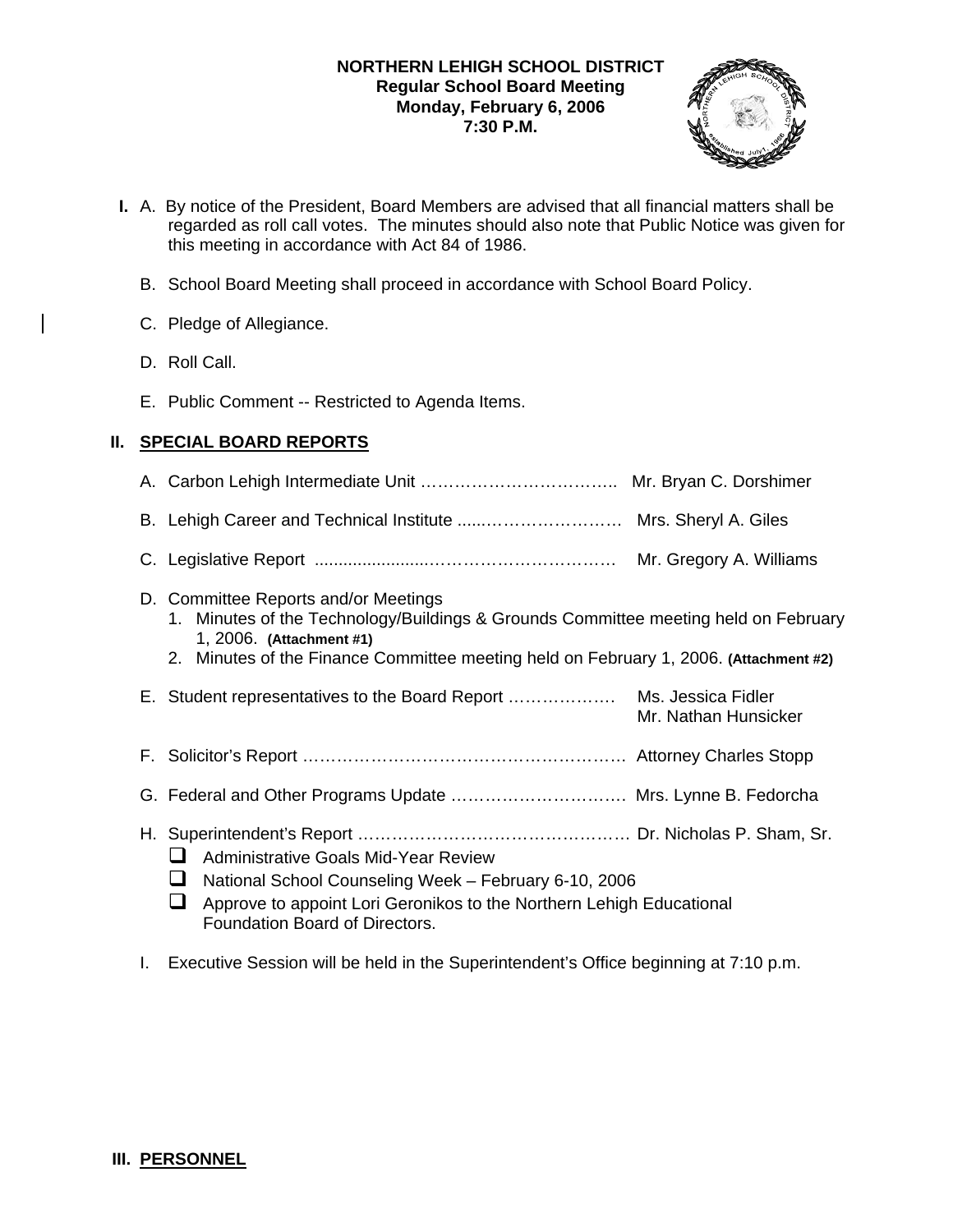**NORTHERN LEHIGH SCHOOL DISTRICT**
**Regular School Board Meeting**
**Monday, February 6, 2006**
**7:30 P.M.**

**I.** A. By notice of the President, Board Members are advised that all financial matters shall be regarded as roll call votes. The minutes should also note that Public Notice was given for this meeting in accordance with Act 84 of 1986.

B. School Board Meeting shall proceed in accordance with School Board Policy.

C. Pledge of Allegiance.

D. Roll Call.

E. Public Comment -- Restricted to Agenda Items.

## II. SPECIAL BOARD REPORTS

A. Carbon Lehigh Intermediate Unit …………………………….. Mr. Bryan C. Dorshimer

B. Lehigh Career and Technical Institute ......……………………… Mrs. Sheryl A. Giles

C. Legislative Report ......................……………………………… Mr. Gregory A. Williams

D. Committee Reports and/or Meetings
   1. Minutes of the Technology/Buildings & Grounds Committee meeting held on February 1, 2006. **(Attachment #1)**
   2. Minutes of the Finance Committee meeting held on February 1, 2006. **(Attachment #2)**

E. Student representatives to the Board Report ………………. Ms. Jessica Fidler
Mr. Nathan Hunsicker

F. Solicitor's Report …………………………………………………. Attorney Charles Stopp

G. Federal and Other Programs Update …………………………. Mrs. Lynne B. Fedorcha

H. Superintendent's Report …………………………………………. Dr. Nicholas P. Sham, Sr.
   - Administrative Goals Mid-Year Review
   - National School Counseling Week – February 6-10, 2006
   - Approve to appoint Lori Geronikos to the Northern Lehigh Educational Foundation Board of Directors.

I. Executive Session will be held in the Superintendent's Office beginning at 7:10 p.m.

## III. PERSONNEL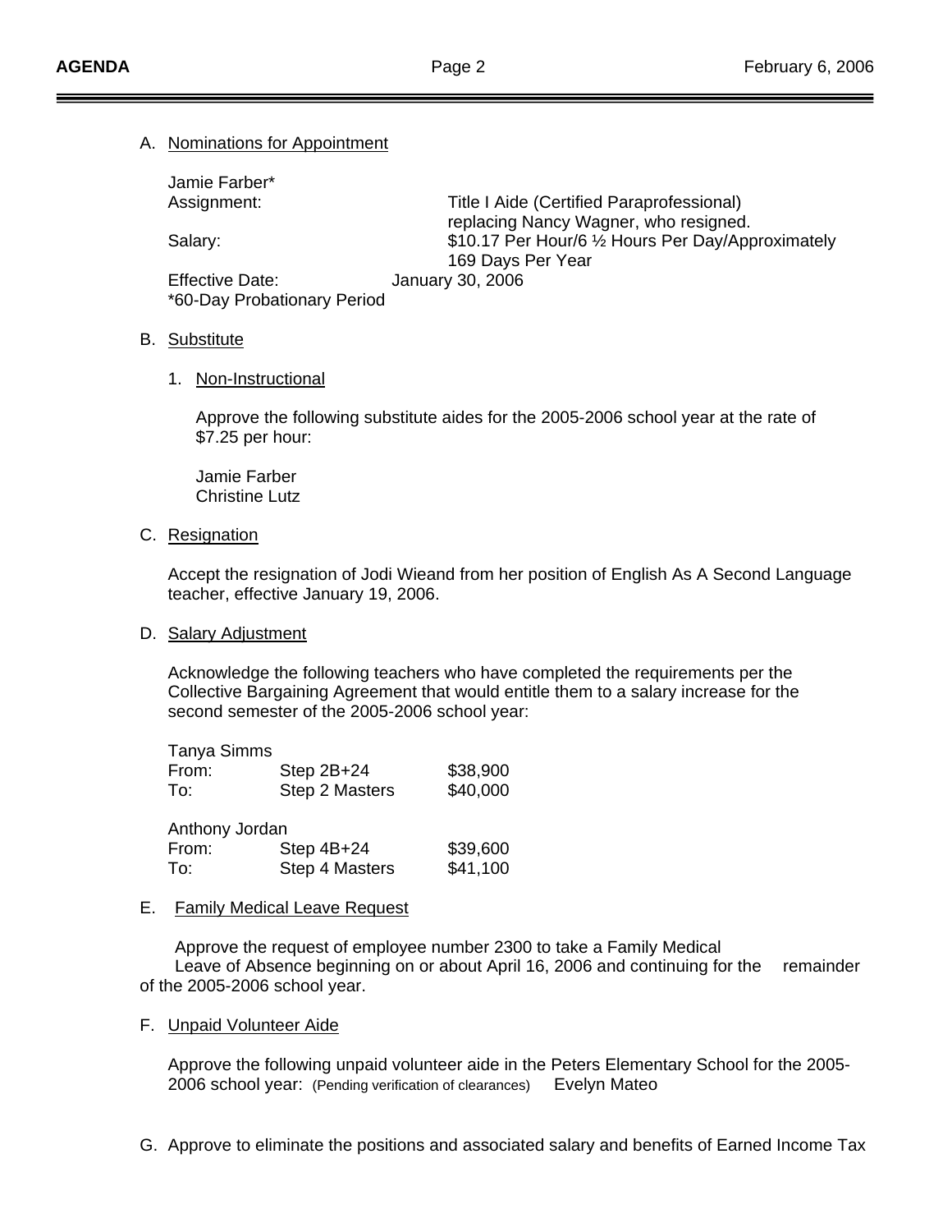A. <u>Nominations for Appointment</u>

Jamie Farber*

| | |
|---|---|
| Assignment: | Title I Aide (Certified Paraprofessional) replacing Nancy Wagner, who resigned. |
| Salary: | $10.17 Per Hour/6 ½ Hours Per Day/Approximately 169 Days Per Year |
| Effective Date: | January 30, 2006 |

*60-Day Probationary Period

B. <u>Substitute</u>

1. <u>Non-Instructional</u>

   Approve the following substitute aides for the 2005-2006 school year at the rate of $7.25 per hour:

   Jamie Farber
   Christine Lutz

C. <u>Resignation</u>

Accept the resignation of Jodi Wieand from her position of English As A Second Language teacher, effective January 19, 2006.

D. <u>Salary Adjustment</u>

Acknowledge the following teachers who have completed the requirements per the Collective Bargaining Agreement that would entitle them to a salary increase for the second semester of the 2005-2006 school year:

Tanya Simms

| | | |
|---|---|---|
| From: | Step 2B+24 | $38,900 |
| To: | Step 2 Masters | $40,000 |

Anthony Jordan

| | | |
|---|---|---|
| From: | Step 4B+24 | $39,600 |
| To: | Step 4 Masters | $41,100 |

E. <u>Family Medical Leave Request</u>

Approve the request of employee number 2300 to take a Family Medical Leave of Absence beginning on or about April 16, 2006 and continuing for the remainder of the 2005-2006 school year.

F. <u>Unpaid Volunteer Aide</u>

Approve the following unpaid volunteer aide in the Peters Elementary School for the 2005-2006 school year: (Pending verification of clearances) Evelyn Mateo

G. Approve to eliminate the positions and associated salary and benefits of Earned Income Tax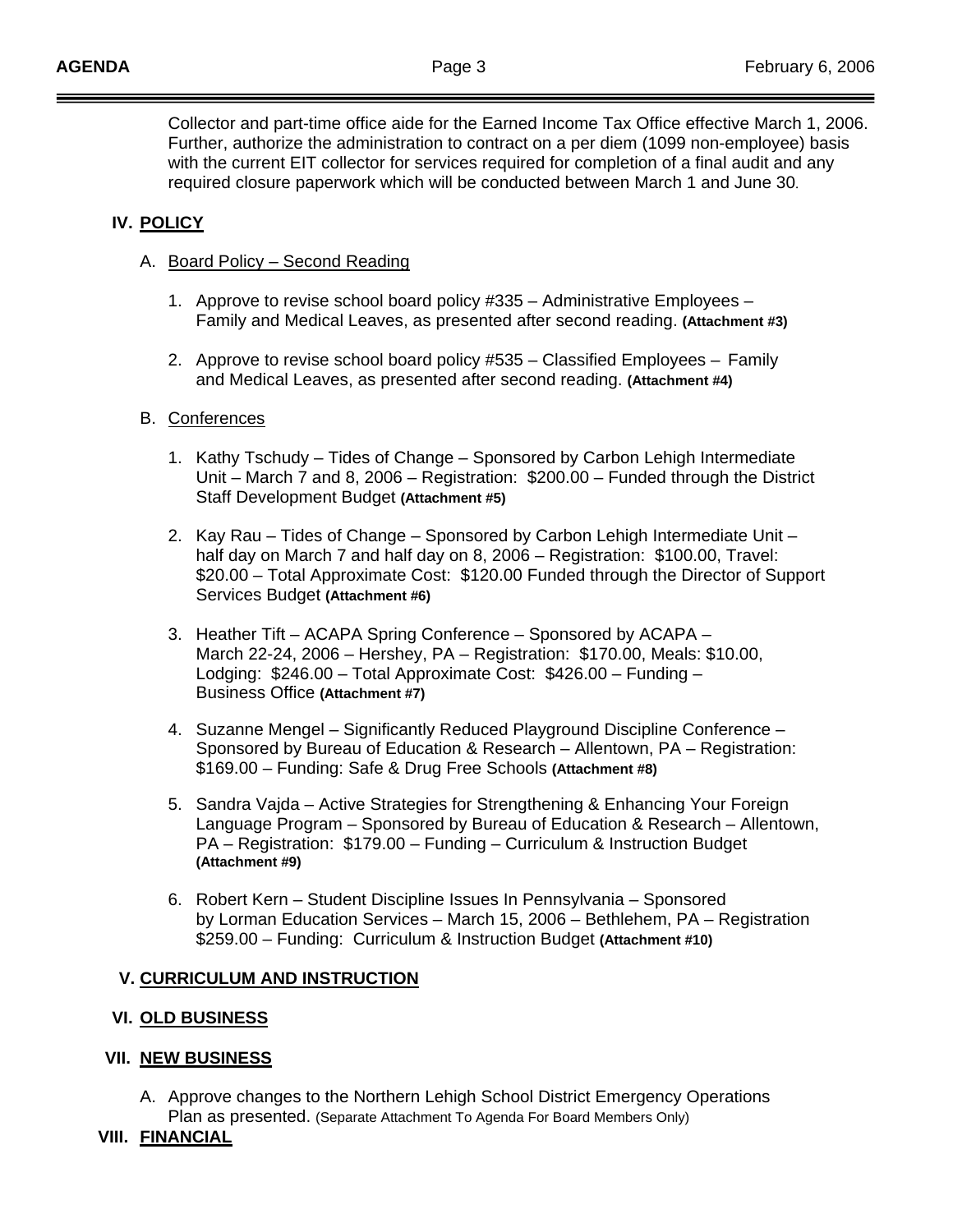Collector and part-time office aide for the Earned Income Tax Office effective March 1, 2006. Further, authorize the administration to contract on a per diem (1099 non-employee) basis with the current EIT collector for services required for completion of a final audit and any required closure paperwork which will be conducted between March 1 and June 30.

## IV. POLICY

### A. Board Policy – Second Reading

1. Approve to revise school board policy #335 – Administrative Employees – Family and Medical Leaves, as presented after second reading. **(Attachment #3)**

2. Approve to revise school board policy #535 – Classified Employees – Family and Medical Leaves, as presented after second reading. **(Attachment #4)**

### B. Conferences

1. Kathy Tschudy – Tides of Change – Sponsored by Carbon Lehigh Intermediate Unit – March 7 and 8, 2006 – Registration: $200.00 – Funded through the District Staff Development Budget **(Attachment #5)**

2. Kay Rau – Tides of Change – Sponsored by Carbon Lehigh Intermediate Unit – half day on March 7 and half day on 8, 2006 – Registration: $100.00, Travel: $20.00 – Total Approximate Cost: $120.00 Funded through the Director of Support Services Budget **(Attachment #6)**

3. Heather Tift – ACAPA Spring Conference – Sponsored by ACAPA – March 22-24, 2006 – Hershey, PA – Registration: $170.00, Meals: $10.00, Lodging: $246.00 – Total Approximate Cost: $426.00 – Funding – Business Office **(Attachment #7)**

4. Suzanne Mengel – Significantly Reduced Playground Discipline Conference – Sponsored by Bureau of Education & Research – Allentown, PA – Registration: $169.00 – Funding: Safe & Drug Free Schools **(Attachment #8)**

5. Sandra Vajda – Active Strategies for Strengthening & Enhancing Your Foreign Language Program – Sponsored by Bureau of Education & Research – Allentown, PA – Registration: $179.00 – Funding – Curriculum & Instruction Budget **(Attachment #9)**

6. Robert Kern – Student Discipline Issues In Pennsylvania – Sponsored by Lorman Education Services – March 15, 2006 – Bethlehem, PA – Registration $259.00 – Funding: Curriculum & Instruction Budget **(Attachment #10)**

## V. CURRICULUM AND INSTRUCTION

## VI. OLD BUSINESS

## VII. NEW BUSINESS

A. Approve changes to the Northern Lehigh School District Emergency Operations Plan as presented. (Separate Attachment To Agenda For Board Members Only)

## VIII. FINANCIAL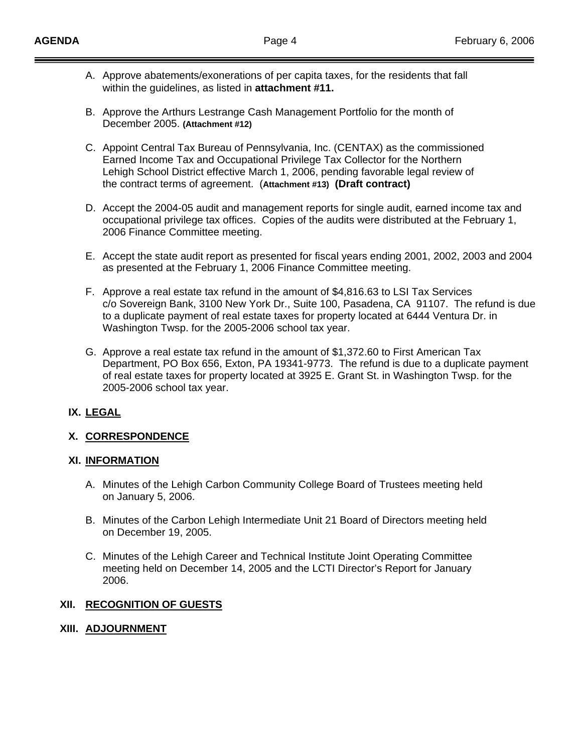A. Approve abatements/exonerations of per capita taxes, for the residents that fall within the guidelines, as listed in **attachment #11.**

B. Approve the Arthurs Lestrange Cash Management Portfolio for the month of December 2005. **(Attachment #12)**

C. Appoint Central Tax Bureau of Pennsylvania, Inc. (CENTAX) as the commissioned Earned Income Tax and Occupational Privilege Tax Collector for the Northern Lehigh School District effective March 1, 2006, pending favorable legal review of the contract terms of agreement. (**Attachment #13)** **(Draft contract)**

D. Accept the 2004-05 audit and management reports for single audit, earned income tax and occupational privilege tax offices. Copies of the audits were distributed at the February 1, 2006 Finance Committee meeting.

E. Accept the state audit report as presented for fiscal years ending 2001, 2002, 2003 and 2004 as presented at the February 1, 2006 Finance Committee meeting.

F. Approve a real estate tax refund in the amount of $4,816.63 to LSI Tax Services c/o Sovereign Bank, 3100 New York Dr., Suite 100, Pasadena, CA 91107. The refund is due to a duplicate payment of real estate taxes for property located at 6444 Ventura Dr. in Washington Twsp. for the 2005-2006 school tax year.

G. Approve a real estate tax refund in the amount of $1,372.60 to First American Tax Department, PO Box 656, Exton, PA 19341-9773. The refund is due to a duplicate payment of real estate taxes for property located at 3925 E. Grant St. in Washington Twsp. for the 2005-2006 school tax year.

## IX. LEGAL

## X. CORRESPONDENCE

## XI. INFORMATION

A. Minutes of the Lehigh Carbon Community College Board of Trustees meeting held on January 5, 2006.

B. Minutes of the Carbon Lehigh Intermediate Unit 21 Board of Directors meeting held on December 19, 2005.

C. Minutes of the Lehigh Career and Technical Institute Joint Operating Committee meeting held on December 14, 2005 and the LCTI Director's Report for January 2006.

## XII. RECOGNITION OF GUESTS

## XIII. ADJOURNMENT